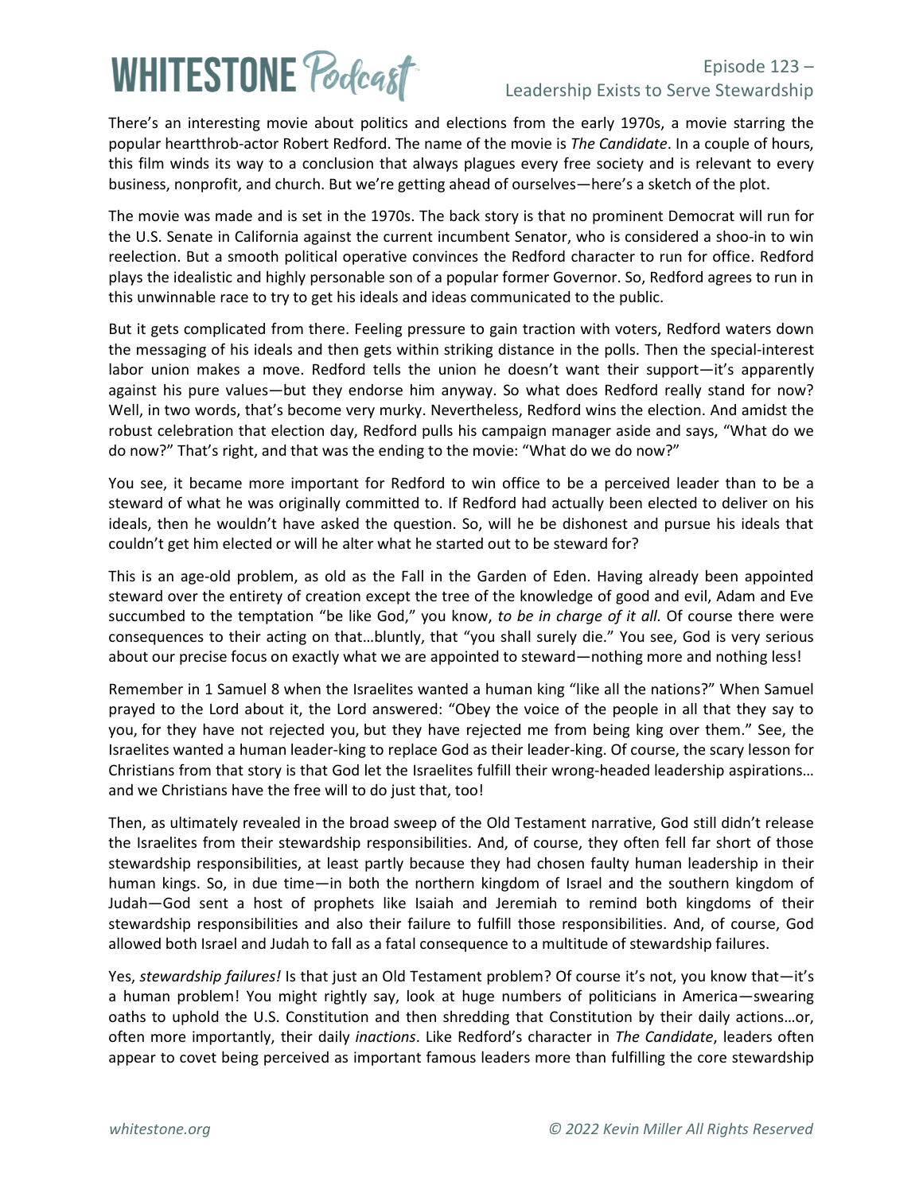There's an interesting movie about politics and elections from the early 1970s, a movie starring the popular heartthrob-actor Robert Redford. The name of the movie is *The Candidate*. In a couple of hours, this film winds its way to a conclusion that always plagues every free society and is relevant to every business, nonprofit, and church. But we're getting ahead of ourselves—here's a sketch of the plot.

The movie was made and is set in the 1970s. The back story is that no prominent Democrat will run for the U.S. Senate in California against the current incumbent Senator, who is considered a shoo-in to win reelection. But a smooth political operative convinces the Redford character to run for office. Redford plays the idealistic and highly personable son of a popular former Governor. So, Redford agrees to run in this unwinnable race to try to get his ideals and ideas communicated to the public.

But it gets complicated from there. Feeling pressure to gain traction with voters, Redford waters down the messaging of his ideals and then gets within striking distance in the polls. Then the special-interest labor union makes a move. Redford tells the union he doesn't want their support—it's apparently against his pure values—but they endorse him anyway. So what does Redford really stand for now? Well, in two words, that's become very murky. Nevertheless, Redford wins the election. And amidst the robust celebration that election day, Redford pulls his campaign manager aside and says, "What do we do now?" That's right, and that was the ending to the movie: "What do we do now?"

You see, it became more important for Redford to win office to be a perceived leader than to be a steward of what he was originally committed to. If Redford had actually been elected to deliver on his ideals, then he wouldn't have asked the question. So, will he be dishonest and pursue his ideals that couldn't get him elected or will he alter what he started out to be steward for?

This is an age-old problem, as old as the Fall in the Garden of Eden. Having already been appointed steward over the entirety of creation except the tree of the knowledge of good and evil, Adam and Eve succumbed to the temptation "be like God," you know, *to be in charge of it all.* Of course there were consequences to their acting on that…bluntly, that "you shall surely die." You see, God is very serious about our precise focus on exactly what we are appointed to steward—nothing more and nothing less!

Remember in 1 Samuel 8 when the Israelites wanted a human king "like all the nations?" When Samuel prayed to the Lord about it, the Lord answered: "Obey the voice of the people in all that they say to you, for they have not rejected you, but they have rejected me from being king over them." See, the Israelites wanted a human leader-king to replace God as their leader-king. Of course, the scary lesson for Christians from that story is that God let the Israelites fulfill their wrong-headed leadership aspirations… and we Christians have the free will to do just that, too!

Then, as ultimately revealed in the broad sweep of the Old Testament narrative, God still didn't release the Israelites from their stewardship responsibilities. And, of course, they often fell far short of those stewardship responsibilities, at least partly because they had chosen faulty human leadership in their human kings. So, in due time—in both the northern kingdom of Israel and the southern kingdom of Judah—God sent a host of prophets like Isaiah and Jeremiah to remind both kingdoms of their stewardship responsibilities and also their failure to fulfill those responsibilities. And, of course, God allowed both Israel and Judah to fall as a fatal consequence to a multitude of stewardship failures.

Yes, *stewardship failures!* Is that just an Old Testament problem? Of course it's not, you know that—it's a human problem! You might rightly say, look at huge numbers of politicians in America—swearing oaths to uphold the U.S. Constitution and then shredding that Constitution by their daily actions…or, often more importantly, their daily *inactions*. Like Redford's character in *The Candidate*, leaders often appear to covet being perceived as important famous leaders more than fulfilling the core stewardship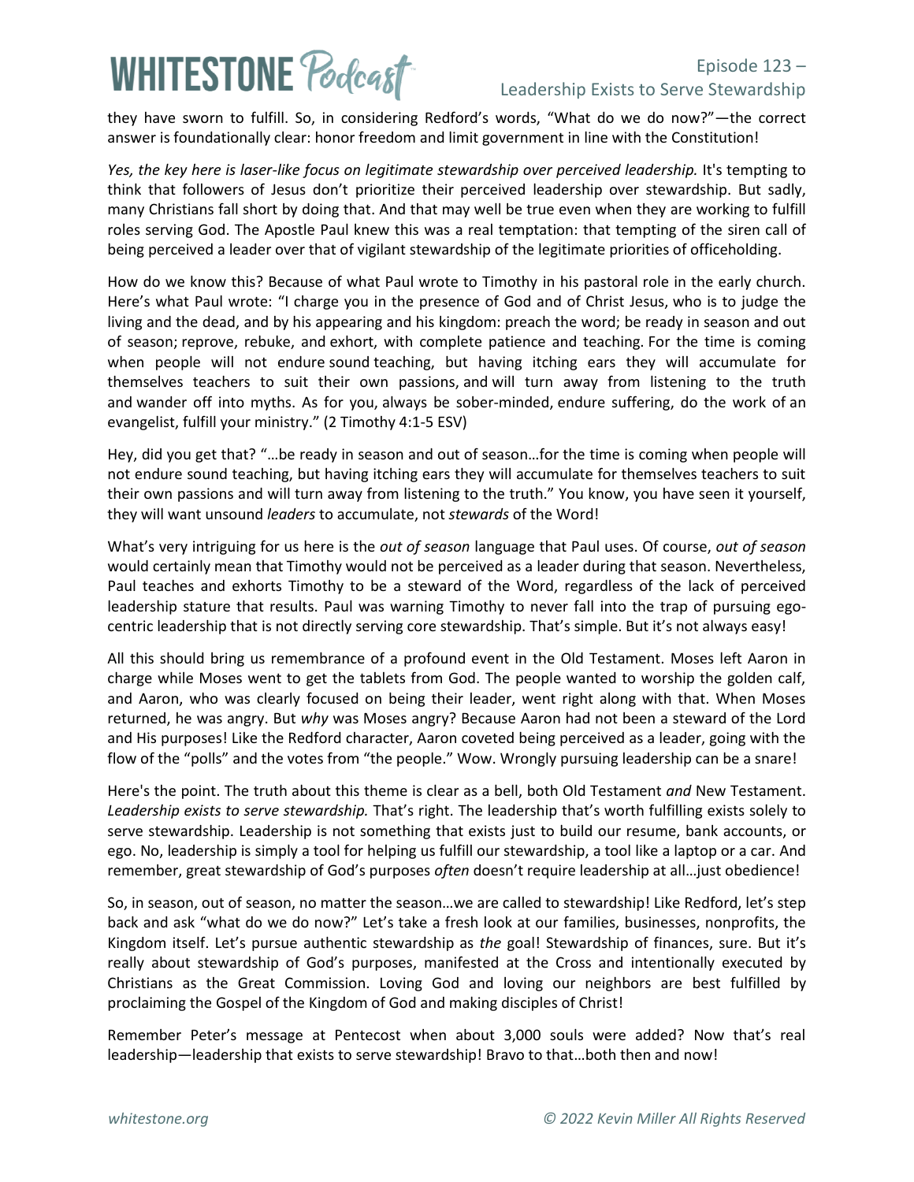they have sworn to fulfill. So, in considering Redford's words, "What do we do now?"—the correct answer is foundationally clear: honor freedom and limit government in line with the Constitution!

*Yes, the key here is laser-like focus on legitimate stewardship over perceived leadership.* It's tempting to think that followers of Jesus don't prioritize their perceived leadership over stewardship. But sadly, many Christians fall short by doing that. And that may well be true even when they are working to fulfill roles serving God. The Apostle Paul knew this was a real temptation: that tempting of the siren call of being perceived a leader over that of vigilant stewardship of the legitimate priorities of officeholding.

How do we know this? Because of what Paul wrote to Timothy in his pastoral role in the early church. Here's what Paul wrote: "I charge you in the presence of God and of Christ Jesus, who is to judge the living and the dead, and by his appearing and his kingdom: preach the word; be ready in season and out of season; reprove, rebuke, and exhort, with complete patience and teaching. For the time is coming when people will not endure sound teaching, but having itching ears they will accumulate for themselves teachers to suit their own passions, and will turn away from listening to the truth and wander off into myths. As for you, always be sober-minded, endure suffering, do the work of an evangelist, fulfill your ministry." (2 Timothy 4:1-5 ESV)

Hey, did you get that? "…be ready in season and out of season…for the time is coming when people will not endure sound teaching, but having itching ears they will accumulate for themselves teachers to suit their own passions and will turn away from listening to the truth." You know, you have seen it yourself, they will want unsound *leaders* to accumulate, not *stewards* of the Word!

What's very intriguing for us here is the *out of season* language that Paul uses. Of course, *out of season* would certainly mean that Timothy would not be perceived as a leader during that season. Nevertheless, Paul teaches and exhorts Timothy to be a steward of the Word, regardless of the lack of perceived leadership stature that results. Paul was warning Timothy to never fall into the trap of pursuing ego-centric leadership that is not directly serving core stewardship. That's simple. But it's not always easy!

All this should bring us remembrance of a profound event in the Old Testament. Moses left Aaron in charge while Moses went to get the tablets from God. The people wanted to worship the golden calf, and Aaron, who was clearly focused on being their leader, went right along with that. When Moses returned, he was angry. But *why* was Moses angry? Because Aaron had not been a steward of the Lord and His purposes! Like the Redford character, Aaron coveted being perceived as a leader, going with the flow of the "polls" and the votes from "the people." Wow. Wrongly pursuing leadership can be a snare!

Here's the point. The truth about this theme is clear as a bell, both Old Testament *and* New Testament. *Leadership exists to serve stewardship.* That's right. The leadership that's worth fulfilling exists solely to serve stewardship. Leadership is not something that exists just to build our resume, bank accounts, or ego. No, leadership is simply a tool for helping us fulfill our stewardship, a tool like a laptop or a car. And remember, great stewardship of God's purposes *often* doesn't require leadership at all…just obedience!

So, in season, out of season, no matter the season…we are called to stewardship! Like Redford, let's step back and ask "what do we do now?" Let's take a fresh look at our families, businesses, nonprofits, the Kingdom itself. Let's pursue authentic stewardship as *the* goal! Stewardship of finances, sure. But it's really about stewardship of God's purposes, manifested at the Cross and intentionally executed by Christians as the Great Commission. Loving God and loving our neighbors are best fulfilled by proclaiming the Gospel of the Kingdom of God and making disciples of Christ!

Remember Peter's message at Pentecost when about 3,000 souls were added? Now that's real leadership—leadership that exists to serve stewardship! Bravo to that…both then and now!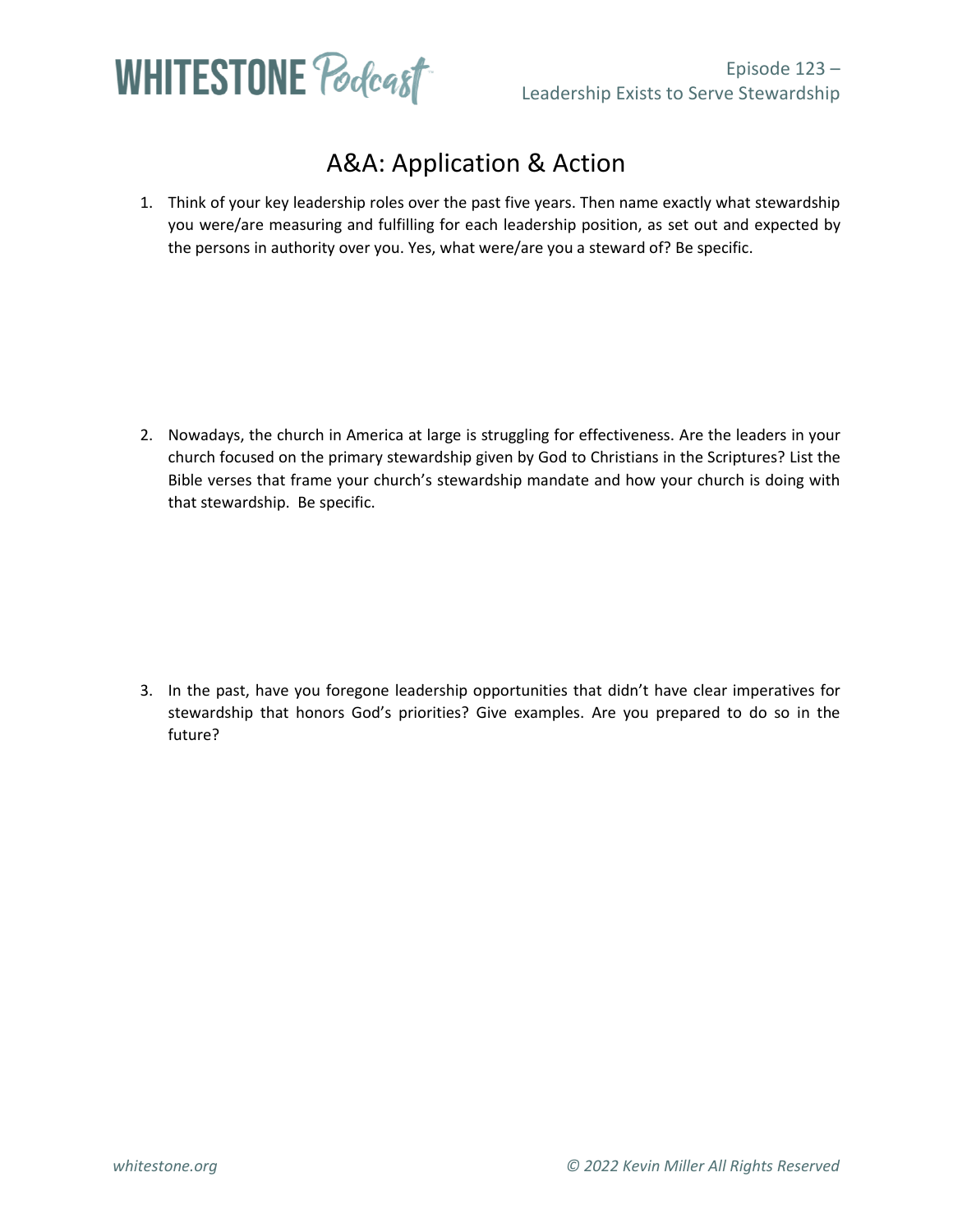# A&A: Application & Action

1. Think of your key leadership roles over the past five years. Then name exactly what stewardship you were/are measuring and fulfilling for each leadership position, as set out and expected by the persons in authority over you. Yes, what were/are you a steward of? Be specific.

2. Nowadays, the church in America at large is struggling for effectiveness. Are the leaders in your church focused on the primary stewardship given by God to Christians in the Scriptures? List the Bible verses that frame your church's stewardship mandate and how your church is doing with that stewardship. Be specific.

3. In the past, have you foregone leadership opportunities that didn't have clear imperatives for stewardship that honors God's priorities? Give examples. Are you prepared to do so in the future?